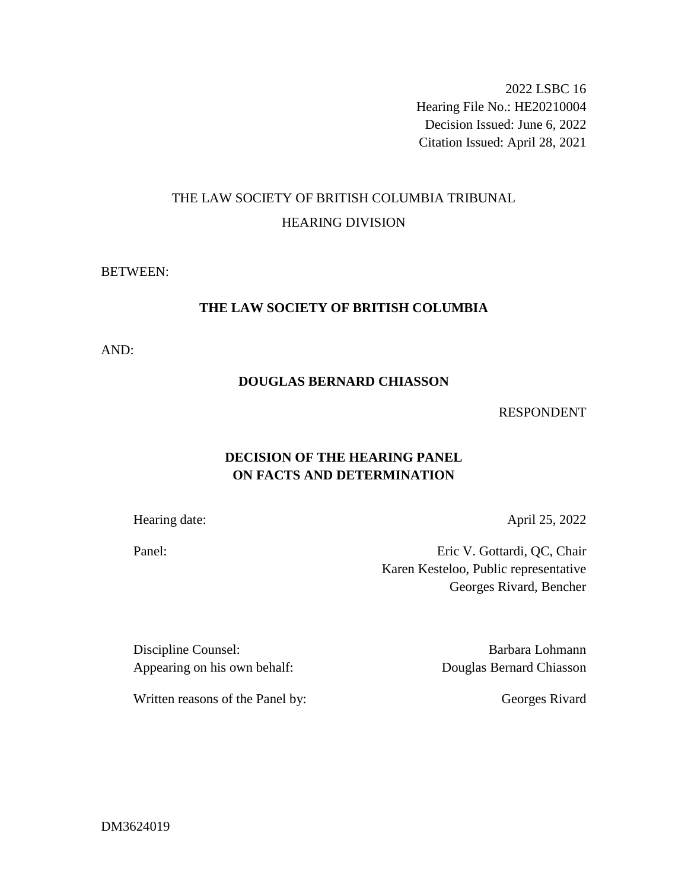2022 LSBC 16
Hearing File No.: HE20210004
Decision Issued: June 6, 2022
Citation Issued: April 28, 2021

THE LAW SOCIETY OF BRITISH COLUMBIA TRIBUNAL

HEARING DIVISION

BETWEEN:

**THE LAW SOCIETY OF BRITISH COLUMBIA**

AND:

**DOUGLAS BERNARD CHIASSON**

RESPONDENT

## DECISION OF THE HEARING PANEL ON FACTS AND DETERMINATION

Hearing date: April 25, 2022

Panel: Eric V. Gottardi, QC, Chair
Karen Kesteloo, Public representative
Georges Rivard, Bencher

Discipline Counsel: Barbara Lohmann
Appearing on his own behalf: Douglas Bernard Chiasson

Written reasons of the Panel by: Georges Rivard

DM3624019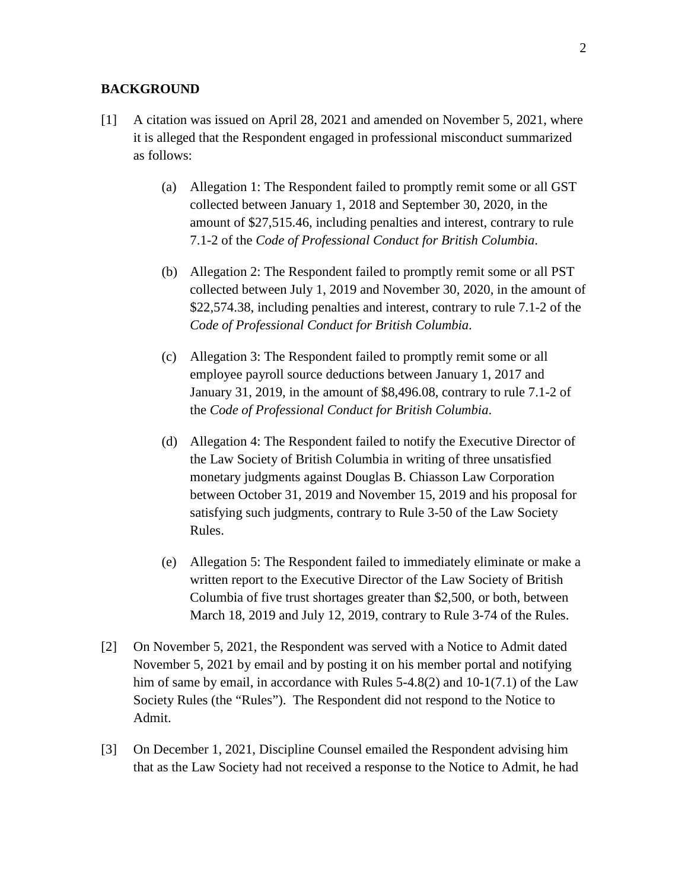## BACKGROUND

[1] A citation was issued on April 28, 2021 and amended on November 5, 2021, where it is alleged that the Respondent engaged in professional misconduct summarized as follows:

(a) Allegation 1: The Respondent failed to promptly remit some or all GST collected between January 1, 2018 and September 30, 2020, in the amount of $27,515.46, including penalties and interest, contrary to rule 7.1-2 of the *Code of Professional Conduct for British Columbia*.

(b) Allegation 2: The Respondent failed to promptly remit some or all PST collected between July 1, 2019 and November 30, 2020, in the amount of $22,574.38, including penalties and interest, contrary to rule 7.1-2 of the *Code of Professional Conduct for British Columbia*.

(c) Allegation 3: The Respondent failed to promptly remit some or all employee payroll source deductions between January 1, 2017 and January 31, 2019, in the amount of $8,496.08, contrary to rule 7.1-2 of the *Code of Professional Conduct for British Columbia*.

(d) Allegation 4: The Respondent failed to notify the Executive Director of the Law Society of British Columbia in writing of three unsatisfied monetary judgments against Douglas B. Chiasson Law Corporation between October 31, 2019 and November 15, 2019 and his proposal for satisfying such judgments, contrary to Rule 3-50 of the Law Society Rules.

(e) Allegation 5: The Respondent failed to immediately eliminate or make a written report to the Executive Director of the Law Society of British Columbia of five trust shortages greater than $2,500, or both, between March 18, 2019 and July 12, 2019, contrary to Rule 3-74 of the Rules.

[2] On November 5, 2021, the Respondent was served with a Notice to Admit dated November 5, 2021 by email and by posting it on his member portal and notifying him of same by email, in accordance with Rules 5-4.8(2) and 10-1(7.1) of the Law Society Rules (the "Rules"). The Respondent did not respond to the Notice to Admit.

[3] On December 1, 2021, Discipline Counsel emailed the Respondent advising him that as the Law Society had not received a response to the Notice to Admit, he had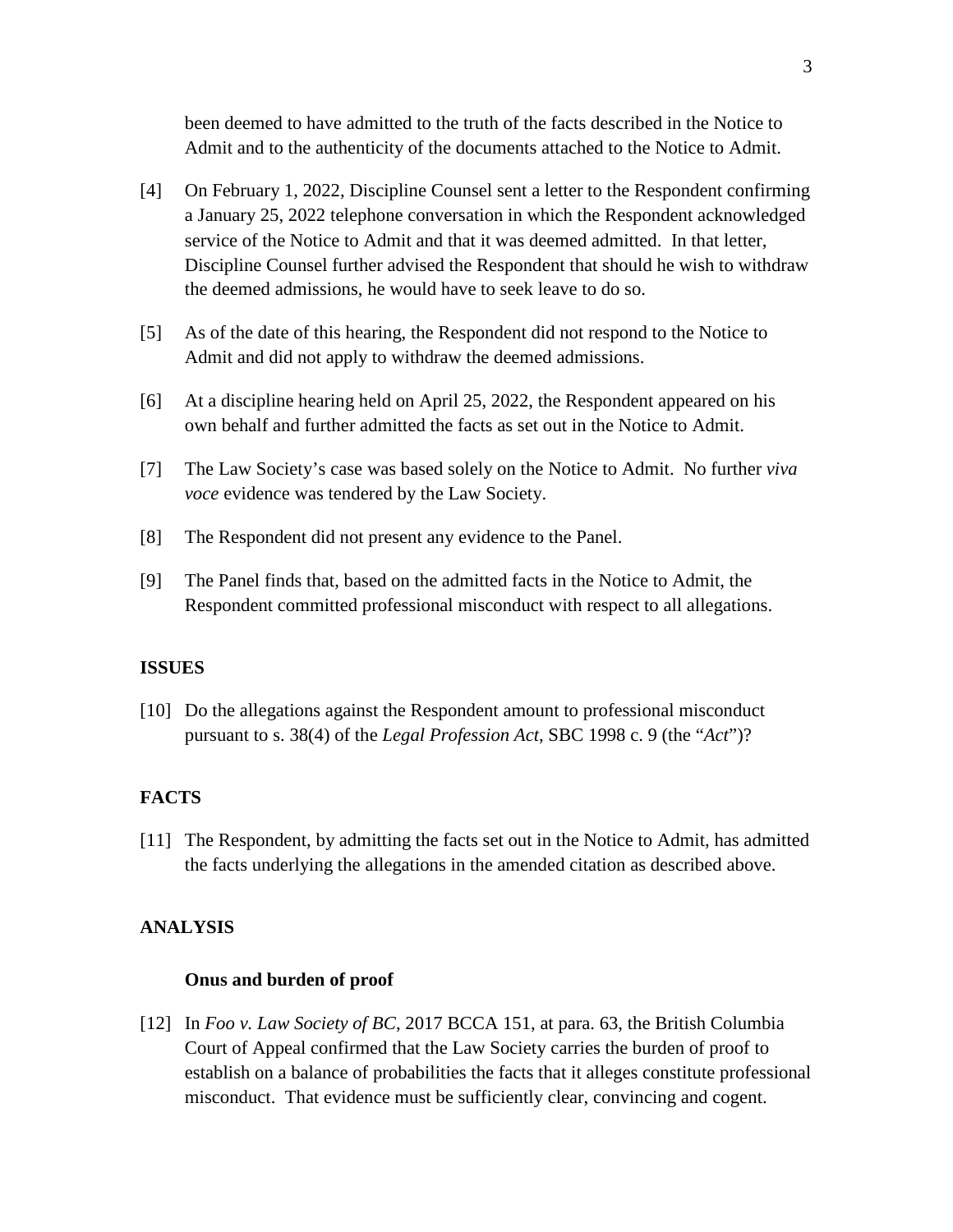been deemed to have admitted to the truth of the facts described in the Notice to Admit and to the authenticity of the documents attached to the Notice to Admit.

[4] On February 1, 2022, Discipline Counsel sent a letter to the Respondent confirming a January 25, 2022 telephone conversation in which the Respondent acknowledged service of the Notice to Admit and that it was deemed admitted. In that letter, Discipline Counsel further advised the Respondent that should he wish to withdraw the deemed admissions, he would have to seek leave to do so.

[5] As of the date of this hearing, the Respondent did not respond to the Notice to Admit and did not apply to withdraw the deemed admissions.

[6] At a discipline hearing held on April 25, 2022, the Respondent appeared on his own behalf and further admitted the facts as set out in the Notice to Admit.

[7] The Law Society's case was based solely on the Notice to Admit. No further *viva voce* evidence was tendered by the Law Society.

[8] The Respondent did not present any evidence to the Panel.

[9] The Panel finds that, based on the admitted facts in the Notice to Admit, the Respondent committed professional misconduct with respect to all allegations.

## ISSUES

[10] Do the allegations against the Respondent amount to professional misconduct pursuant to s. 38(4) of the *Legal Profession Act*, SBC 1998 c. 9 (the "*Act*")?

## FACTS

[11] The Respondent, by admitting the facts set out in the Notice to Admit, has admitted the facts underlying the allegations in the amended citation as described above.

## ANALYSIS

### Onus and burden of proof

[12] In *Foo v. Law Society of BC*, 2017 BCCA 151, at para. 63, the British Columbia Court of Appeal confirmed that the Law Society carries the burden of proof to establish on a balance of probabilities the facts that it alleges constitute professional misconduct. That evidence must be sufficiently clear, convincing and cogent.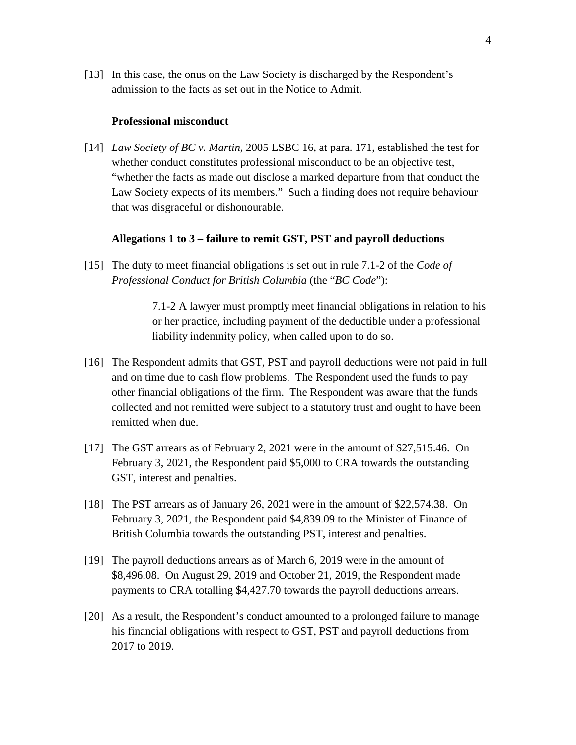[13] In this case, the onus on the Law Society is discharged by the Respondent's admission to the facts as set out in the Notice to Admit.

### Professional misconduct

[14] *Law Society of BC v. Martin*, 2005 LSBC 16, at para. 171, established the test for whether conduct constitutes professional misconduct to be an objective test, "whether the facts as made out disclose a marked departure from that conduct the Law Society expects of its members." Such a finding does not require behaviour that was disgraceful or dishonourable.

### Allegations 1 to 3 – failure to remit GST, PST and payroll deductions

[15] The duty to meet financial obligations is set out in rule 7.1-2 of the *Code of Professional Conduct for British Columbia* (the "*BC Code*"):

> 7.1-2 A lawyer must promptly meet financial obligations in relation to his or her practice, including payment of the deductible under a professional liability indemnity policy, when called upon to do so.

[16] The Respondent admits that GST, PST and payroll deductions were not paid in full and on time due to cash flow problems. The Respondent used the funds to pay other financial obligations of the firm. The Respondent was aware that the funds collected and not remitted were subject to a statutory trust and ought to have been remitted when due.

[17] The GST arrears as of February 2, 2021 were in the amount of $27,515.46. On February 3, 2021, the Respondent paid $5,000 to CRA towards the outstanding GST, interest and penalties.

[18] The PST arrears as of January 26, 2021 were in the amount of $22,574.38. On February 3, 2021, the Respondent paid $4,839.09 to the Minister of Finance of British Columbia towards the outstanding PST, interest and penalties.

[19] The payroll deductions arrears as of March 6, 2019 were in the amount of $8,496.08. On August 29, 2019 and October 21, 2019, the Respondent made payments to CRA totalling $4,427.70 towards the payroll deductions arrears.

[20] As a result, the Respondent's conduct amounted to a prolonged failure to manage his financial obligations with respect to GST, PST and payroll deductions from 2017 to 2019.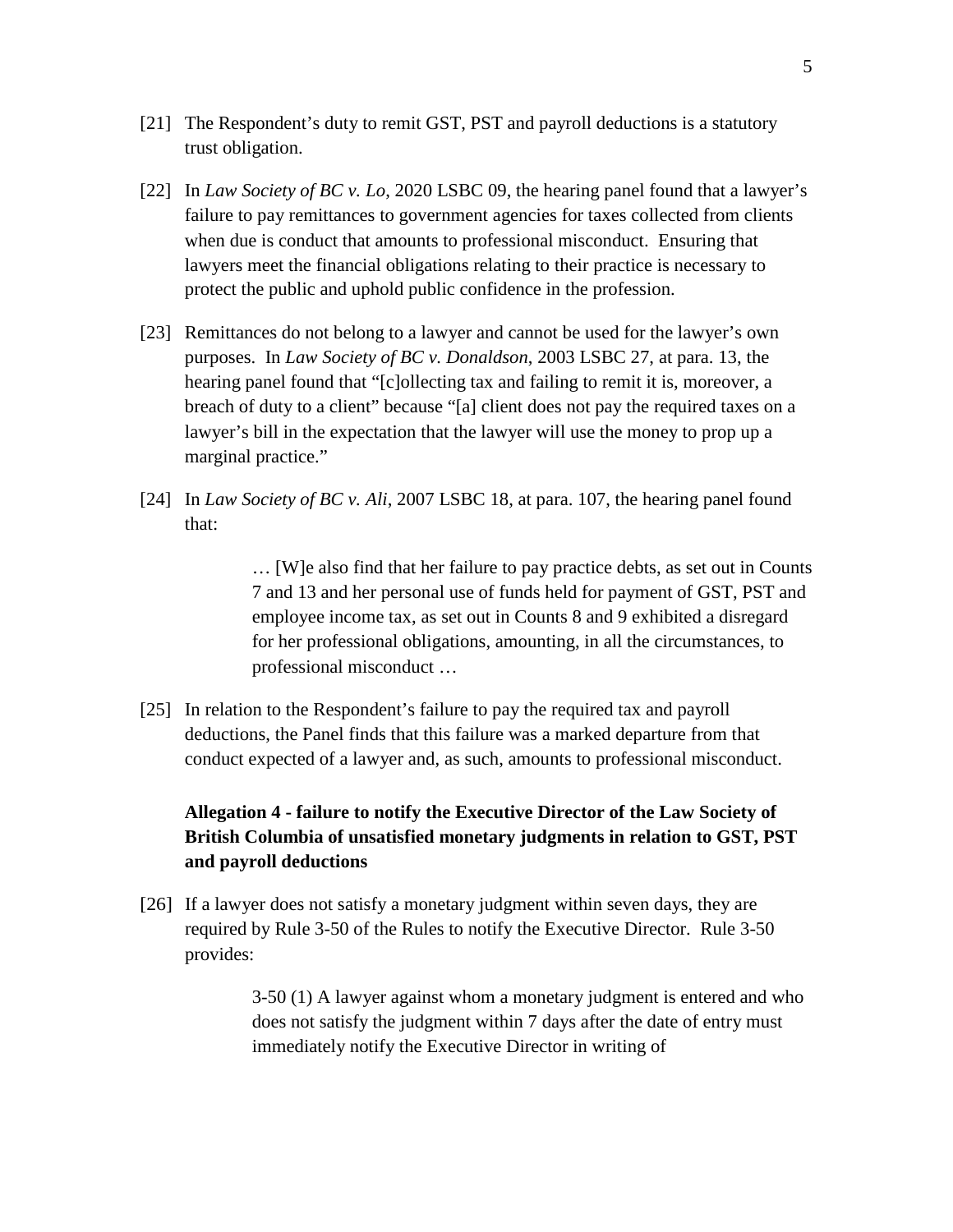[21] The Respondent's duty to remit GST, PST and payroll deductions is a statutory trust obligation.

[22] In *Law Society of BC v. Lo*, 2020 LSBC 09, the hearing panel found that a lawyer's failure to pay remittances to government agencies for taxes collected from clients when due is conduct that amounts to professional misconduct. Ensuring that lawyers meet the financial obligations relating to their practice is necessary to protect the public and uphold public confidence in the profession.

[23] Remittances do not belong to a lawyer and cannot be used for the lawyer's own purposes. In *Law Society of BC v. Donaldson*, 2003 LSBC 27, at para. 13, the hearing panel found that "[c]ollecting tax and failing to remit it is, moreover, a breach of duty to a client" because "[a] client does not pay the required taxes on a lawyer's bill in the expectation that the lawyer will use the money to prop up a marginal practice."

[24] In *Law Society of BC v. Ali*, 2007 LSBC 18, at para. 107, the hearing panel found that:

> … [W]e also find that her failure to pay practice debts, as set out in Counts 7 and 13 and her personal use of funds held for payment of GST, PST and employee income tax, as set out in Counts 8 and 9 exhibited a disregard for her professional obligations, amounting, in all the circumstances, to professional misconduct …

[25] In relation to the Respondent's failure to pay the required tax and payroll deductions, the Panel finds that this failure was a marked departure from that conduct expected of a lawyer and, as such, amounts to professional misconduct.

**Allegation 4 - failure to notify the Executive Director of the Law Society of British Columbia of unsatisfied monetary judgments in relation to GST, PST and payroll deductions**

[26] If a lawyer does not satisfy a monetary judgment within seven days, they are required by Rule 3-50 of the Rules to notify the Executive Director. Rule 3-50 provides:

> 3-50 (1) A lawyer against whom a monetary judgment is entered and who does not satisfy the judgment within 7 days after the date of entry must immediately notify the Executive Director in writing of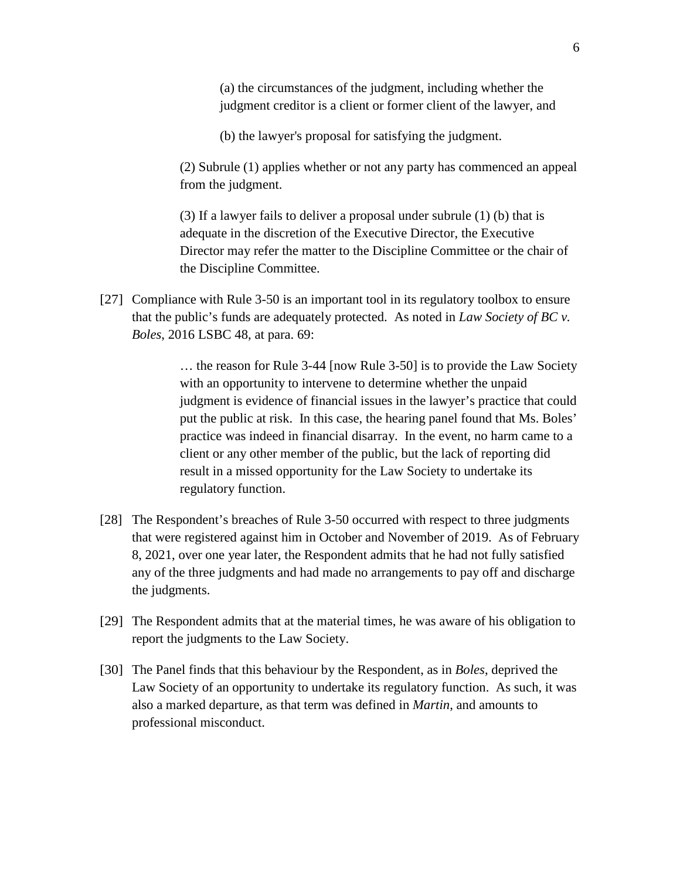> (a) the circumstances of the judgment, including whether the judgment creditor is a client or former client of the lawyer, and
>
> (b) the lawyer's proposal for satisfying the judgment.
>
> (2) Subrule (1) applies whether or not any party has commenced an appeal from the judgment.
>
> (3) If a lawyer fails to deliver a proposal under subrule (1) (b) that is adequate in the discretion of the Executive Director, the Executive Director may refer the matter to the Discipline Committee or the chair of the Discipline Committee.

[27] Compliance with Rule 3-50 is an important tool in its regulatory toolbox to ensure that the public's funds are adequately protected. As noted in *Law Society of BC v. Boles*, 2016 LSBC 48, at para. 69:

> … the reason for Rule 3-44 [now Rule 3-50] is to provide the Law Society with an opportunity to intervene to determine whether the unpaid judgment is evidence of financial issues in the lawyer's practice that could put the public at risk. In this case, the hearing panel found that Ms. Boles' practice was indeed in financial disarray. In the event, no harm came to a client or any other member of the public, but the lack of reporting did result in a missed opportunity for the Law Society to undertake its regulatory function.

[28] The Respondent's breaches of Rule 3-50 occurred with respect to three judgments that were registered against him in October and November of 2019. As of February 8, 2021, over one year later, the Respondent admits that he had not fully satisfied any of the three judgments and had made no arrangements to pay off and discharge the judgments.

[29] The Respondent admits that at the material times, he was aware of his obligation to report the judgments to the Law Society.

[30] The Panel finds that this behaviour by the Respondent, as in *Boles*, deprived the Law Society of an opportunity to undertake its regulatory function. As such, it was also a marked departure, as that term was defined in *Martin*, and amounts to professional misconduct.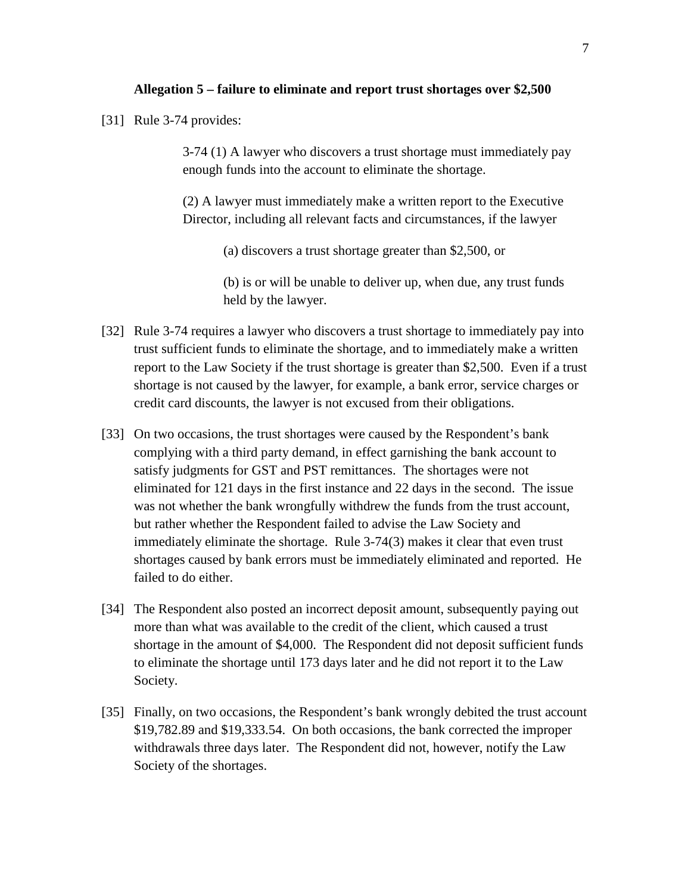**Allegation 5 – failure to eliminate and report trust shortages over $2,500**

[31] Rule 3-74 provides:

> 3-74 (1) A lawyer who discovers a trust shortage must immediately pay enough funds into the account to eliminate the shortage.
>
> (2) A lawyer must immediately make a written report to the Executive Director, including all relevant facts and circumstances, if the lawyer
>
> > (a) discovers a trust shortage greater than $2,500, or
> >
> > (b) is or will be unable to deliver up, when due, any trust funds held by the lawyer.

[32] Rule 3-74 requires a lawyer who discovers a trust shortage to immediately pay into trust sufficient funds to eliminate the shortage, and to immediately make a written report to the Law Society if the trust shortage is greater than $2,500. Even if a trust shortage is not caused by the lawyer, for example, a bank error, service charges or credit card discounts, the lawyer is not excused from their obligations.

[33] On two occasions, the trust shortages were caused by the Respondent's bank complying with a third party demand, in effect garnishing the bank account to satisfy judgments for GST and PST remittances. The shortages were not eliminated for 121 days in the first instance and 22 days in the second. The issue was not whether the bank wrongfully withdrew the funds from the trust account, but rather whether the Respondent failed to advise the Law Society and immediately eliminate the shortage. Rule 3-74(3) makes it clear that even trust shortages caused by bank errors must be immediately eliminated and reported. He failed to do either.

[34] The Respondent also posted an incorrect deposit amount, subsequently paying out more than what was available to the credit of the client, which caused a trust shortage in the amount of $4,000. The Respondent did not deposit sufficient funds to eliminate the shortage until 173 days later and he did not report it to the Law Society.

[35] Finally, on two occasions, the Respondent's bank wrongly debited the trust account $19,782.89 and $19,333.54. On both occasions, the bank corrected the improper withdrawals three days later. The Respondent did not, however, notify the Law Society of the shortages.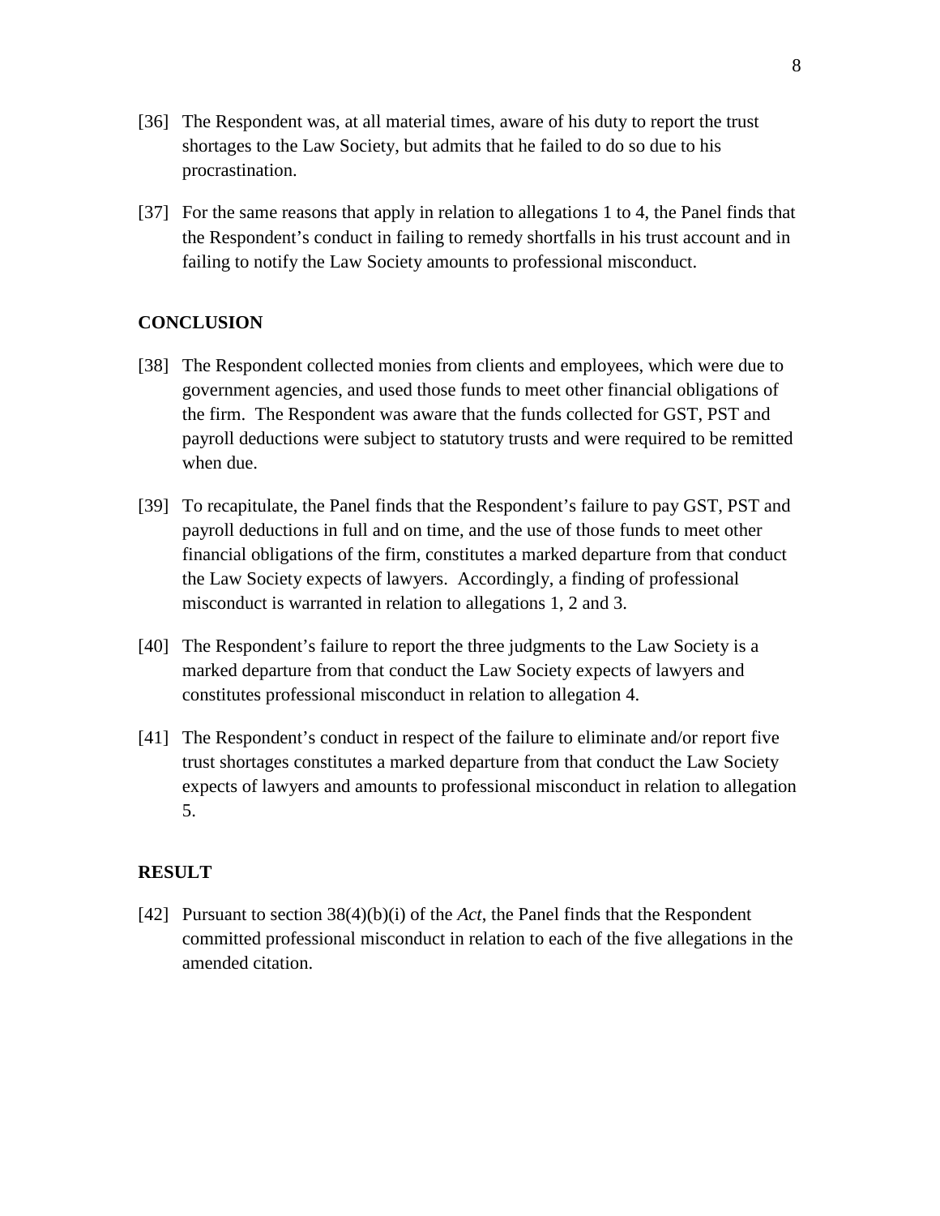[36] The Respondent was, at all material times, aware of his duty to report the trust shortages to the Law Society, but admits that he failed to do so due to his procrastination.

[37] For the same reasons that apply in relation to allegations 1 to 4, the Panel finds that the Respondent's conduct in failing to remedy shortfalls in his trust account and in failing to notify the Law Society amounts to professional misconduct.

**CONCLUSION**

[38] The Respondent collected monies from clients and employees, which were due to government agencies, and used those funds to meet other financial obligations of the firm. The Respondent was aware that the funds collected for GST, PST and payroll deductions were subject to statutory trusts and were required to be remitted when due.

[39] To recapitulate, the Panel finds that the Respondent's failure to pay GST, PST and payroll deductions in full and on time, and the use of those funds to meet other financial obligations of the firm, constitutes a marked departure from that conduct the Law Society expects of lawyers. Accordingly, a finding of professional misconduct is warranted in relation to allegations 1, 2 and 3.

[40] The Respondent's failure to report the three judgments to the Law Society is a marked departure from that conduct the Law Society expects of lawyers and constitutes professional misconduct in relation to allegation 4.

[41] The Respondent's conduct in respect of the failure to eliminate and/or report five trust shortages constitutes a marked departure from that conduct the Law Society expects of lawyers and amounts to professional misconduct in relation to allegation 5.

**RESULT**

[42] Pursuant to section 38(4)(b)(i) of the *Act*, the Panel finds that the Respondent committed professional misconduct in relation to each of the five allegations in the amended citation.